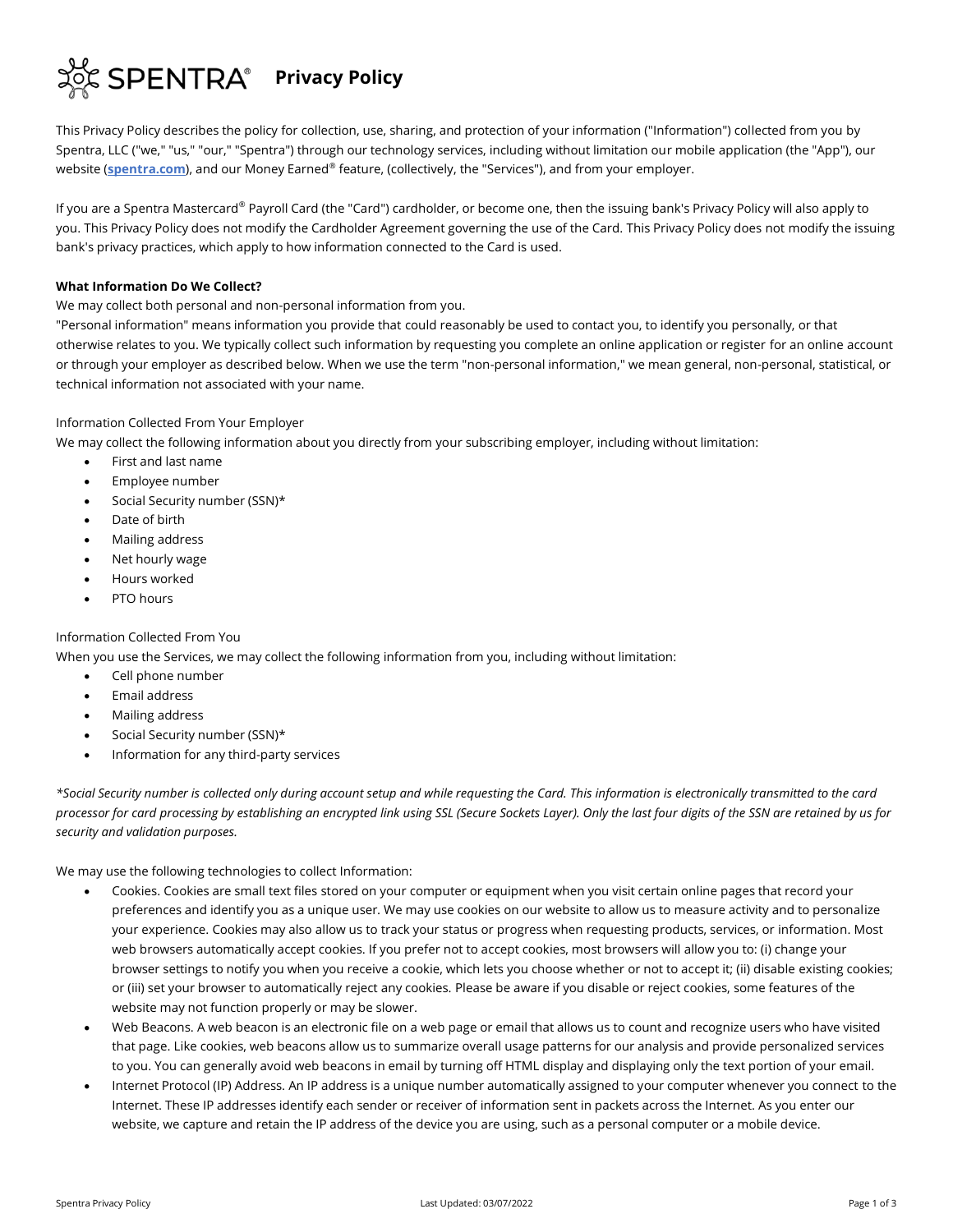# SPENTRA® Privacy Policy

This Privacy Policy describes the policy for collection, use, sharing, and protection of your information ("Information") collected from you by Spentra, LLC ("we," "us," "our," "Spentra") through our technology services, including without limitation our mobile application (the "App"), our website (**spentra.com**), and our Money Earned® feature, (collectively, the "Services"), and from your employer.

If you are a Spentra Mastercard® Payroll Card (the "Card") cardholder, or become one, then the issuing bank's Privacy Policy will also apply to you. This Privacy Policy does not modify the Cardholder Agreement governing the use of the Card. This Privacy Policy does not modify the issuing bank's privacy practices, which apply to how information connected to the Card is used.

**What Information Do We Collect?**

We may collect both personal and non-personal information from you.

"Personal information" means information you provide that could reasonably be used to contact you, to identify you personally, or that otherwise relates to you. We typically collect such information by requesting you complete an online application or register for an online account or through your employer as described below. When we use the term "non-personal information," we mean general, non-personal, statistical, or technical information not associated with your name.

Information Collected From Your Employer

We may collect the following information about you directly from your subscribing employer, including without limitation:

- First and last name
- Employee number
- Social Security number (SSN)*
- Date of birth
- Mailing address
- Net hourly wage
- Hours worked
- PTO hours

Information Collected From You

When you use the Services, we may collect the following information from you, including without limitation:

- Cell phone number
- Email address
- Mailing address
- Social Security number (SSN)*
- Information for any third-party services

*\*Social Security number is collected only during account setup and while requesting the Card. This information is electronically transmitted to the card processor for card processing by establishing an encrypted link using SSL (Secure Sockets Layer). Only the last four digits of the SSN are retained by us for security and validation purposes.*

We may use the following technologies to collect Information:

- Cookies. Cookies are small text files stored on your computer or equipment when you visit certain online pages that record your preferences and identify you as a unique user. We may use cookies on our website to allow us to measure activity and to personalize your experience. Cookies may also allow us to track your status or progress when requesting products, services, or information. Most web browsers automatically accept cookies. If you prefer not to accept cookies, most browsers will allow you to: (i) change your browser settings to notify you when you receive a cookie, which lets you choose whether or not to accept it; (ii) disable existing cookies; or (iii) set your browser to automatically reject any cookies. Please be aware if you disable or reject cookies, some features of the website may not function properly or may be slower.
- Web Beacons. A web beacon is an electronic file on a web page or email that allows us to count and recognize users who have visited that page. Like cookies, web beacons allow us to summarize overall usage patterns for our analysis and provide personalized services to you. You can generally avoid web beacons in email by turning off HTML display and displaying only the text portion of your email.
- Internet Protocol (IP) Address. An IP address is a unique number automatically assigned to your computer whenever you connect to the Internet. These IP addresses identify each sender or receiver of information sent in packets across the Internet. As you enter our website, we capture and retain the IP address of the device you are using, such as a personal computer or a mobile device.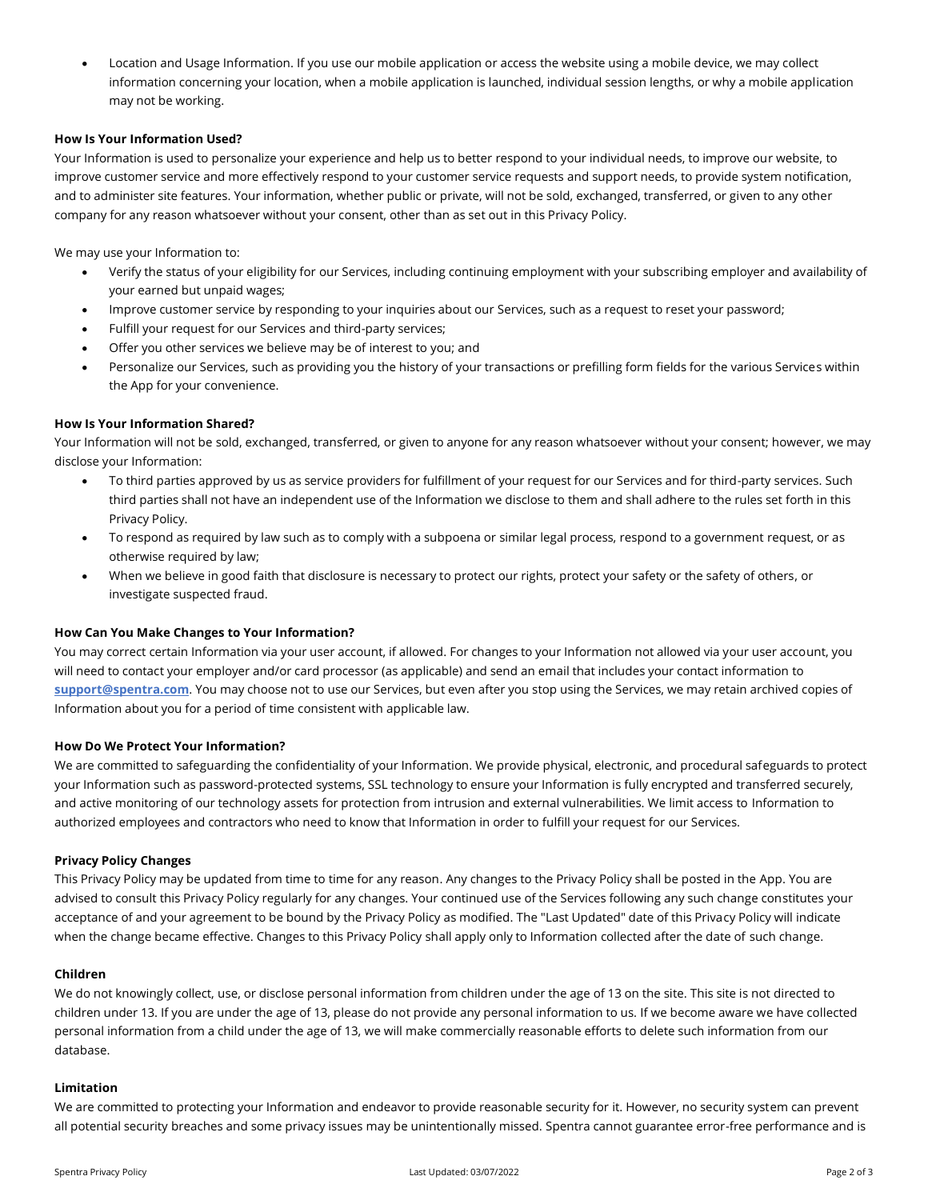- Location and Usage Information. If you use our mobile application or access the website using a mobile device, we may collect information concerning your location, when a mobile application is launched, individual session lengths, or why a mobile application may not be working.

**How Is Your Information Used?**

Your Information is used to personalize your experience and help us to better respond to your individual needs, to improve our website, to improve customer service and more effectively respond to your customer service requests and support needs, to provide system notification, and to administer site features. Your information, whether public or private, will not be sold, exchanged, transferred, or given to any other company for any reason whatsoever without your consent, other than as set out in this Privacy Policy.

We may use your Information to:

- Verify the status of your eligibility for our Services, including continuing employment with your subscribing employer and availability of your earned but unpaid wages;
- Improve customer service by responding to your inquiries about our Services, such as a request to reset your password;
- Fulfill your request for our Services and third-party services;
- Offer you other services we believe may be of interest to you; and
- Personalize our Services, such as providing you the history of your transactions or prefilling form fields for the various Services within the App for your convenience.

**How Is Your Information Shared?**

Your Information will not be sold, exchanged, transferred, or given to anyone for any reason whatsoever without your consent; however, we may disclose your Information:

- To third parties approved by us as service providers for fulfillment of your request for our Services and for third-party services. Such third parties shall not have an independent use of the Information we disclose to them and shall adhere to the rules set forth in this Privacy Policy.
- To respond as required by law such as to comply with a subpoena or similar legal process, respond to a government request, or as otherwise required by law;
- When we believe in good faith that disclosure is necessary to protect our rights, protect your safety or the safety of others, or investigate suspected fraud.

**How Can You Make Changes to Your Information?**

You may correct certain Information via your user account, if allowed. For changes to your Information not allowed via your user account, you will need to contact your employer and/or card processor (as applicable) and send an email that includes your contact information to **support@spentra.com**. You may choose not to use our Services, but even after you stop using the Services, we may retain archived copies of Information about you for a period of time consistent with applicable law.

**How Do We Protect Your Information?**

We are committed to safeguarding the confidentiality of your Information. We provide physical, electronic, and procedural safeguards to protect your Information such as password-protected systems, SSL technology to ensure your Information is fully encrypted and transferred securely, and active monitoring of our technology assets for protection from intrusion and external vulnerabilities. We limit access to Information to authorized employees and contractors who need to know that Information in order to fulfill your request for our Services.

**Privacy Policy Changes**

This Privacy Policy may be updated from time to time for any reason. Any changes to the Privacy Policy shall be posted in the App. You are advised to consult this Privacy Policy regularly for any changes. Your continued use of the Services following any such change constitutes your acceptance of and your agreement to be bound by the Privacy Policy as modified. The "Last Updated" date of this Privacy Policy will indicate when the change became effective. Changes to this Privacy Policy shall apply only to Information collected after the date of such change.

**Children**

We do not knowingly collect, use, or disclose personal information from children under the age of 13 on the site. This site is not directed to children under 13. If you are under the age of 13, please do not provide any personal information to us. If we become aware we have collected personal information from a child under the age of 13, we will make commercially reasonable efforts to delete such information from our database.

**Limitation**

We are committed to protecting your Information and endeavor to provide reasonable security for it. However, no security system can prevent all potential security breaches and some privacy issues may be unintentionally missed. Spentra cannot guarantee error-free performance and is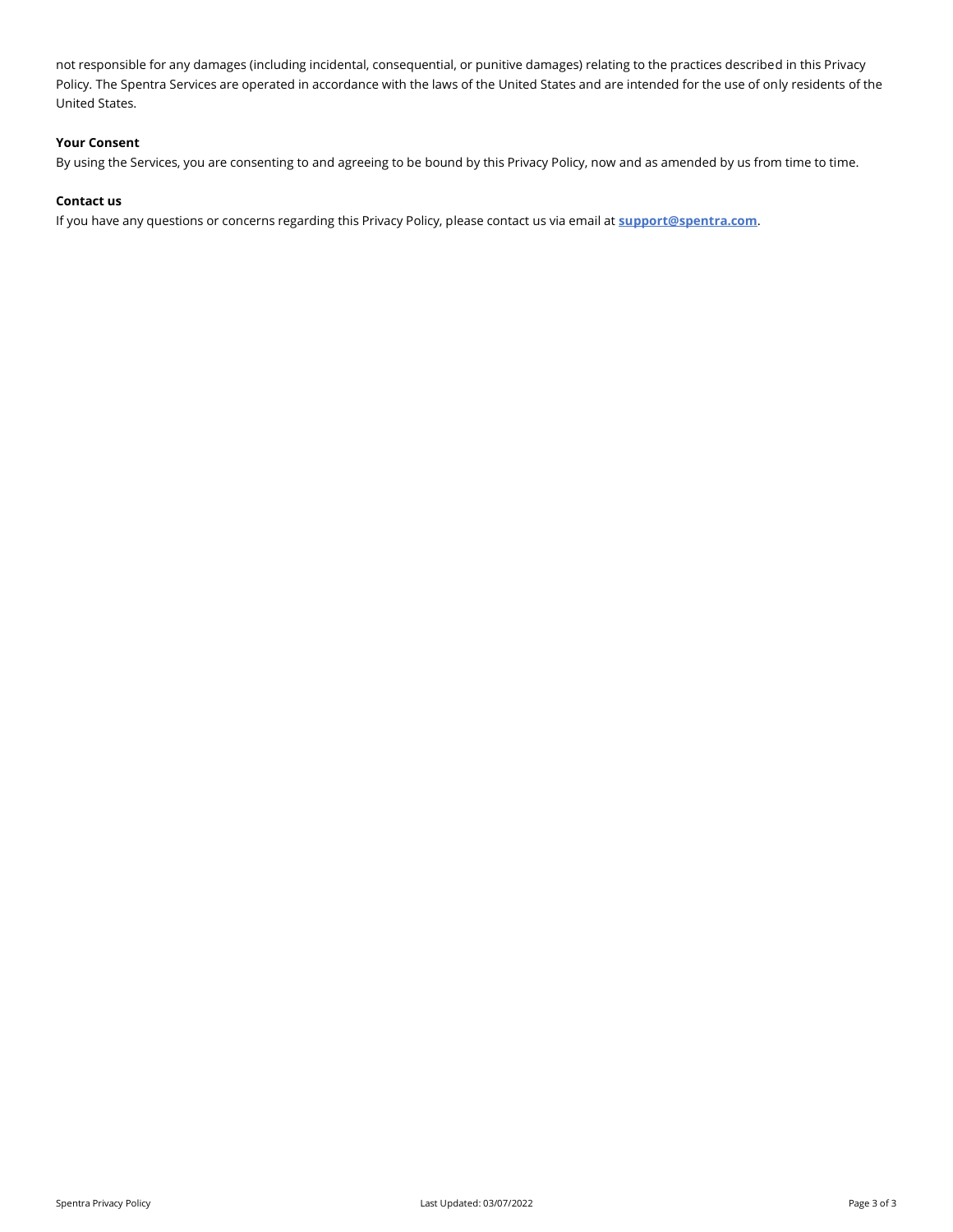not responsible for any damages (including incidental, consequential, or punitive damages) relating to the practices described in this Privacy Policy. The Spentra Services are operated in accordance with the laws of the United States and are intended for the use of only residents of the United States.

**Your Consent**

By using the Services, you are consenting to and agreeing to be bound by this Privacy Policy, now and as amended by us from time to time.

**Contact us**

If you have any questions or concerns regarding this Privacy Policy, please contact us via email at **support@spentra.com**.